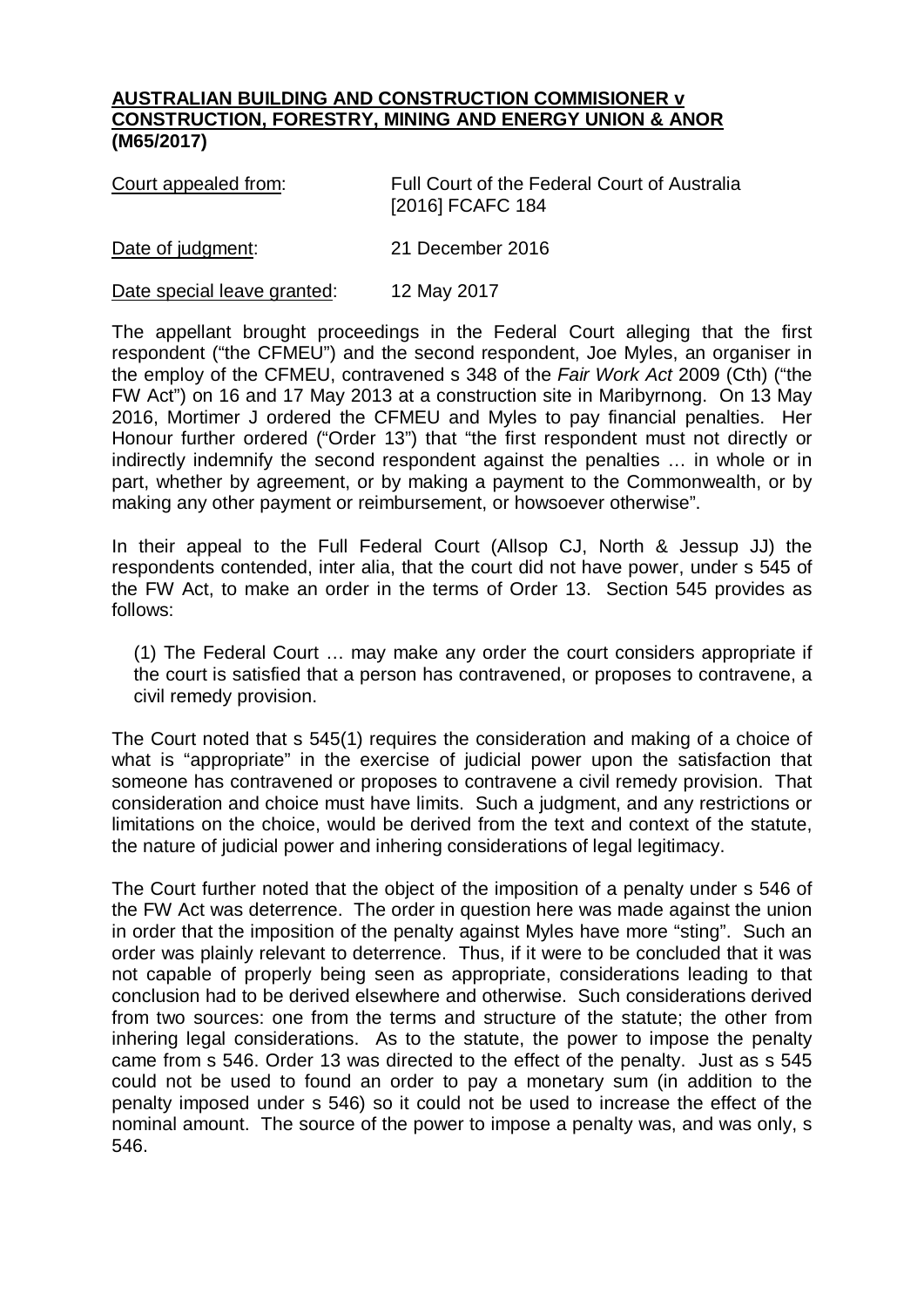**AUSTRALIAN BUILDING AND CONSTRUCTION COMMISIONER v CONSTRUCTION, FORESTRY, MINING AND ENERGY UNION & ANOR (M65/2017)**

| | |
|---|---|
| Court appealed from: | Full Court of the Federal Court of Australia [2016] FCAFC 184 |
| Date of judgment: | 21 December 2016 |
| Date special leave granted: | 12 May 2017 |

The appellant brought proceedings in the Federal Court alleging that the first respondent ("the CFMEU") and the second respondent, Joe Myles, an organiser in the employ of the CFMEU, contravened s 348 of the *Fair Work Act* 2009 (Cth) ("the FW Act") on 16 and 17 May 2013 at a construction site in Maribyrnong. On 13 May 2016, Mortimer J ordered the CFMEU and Myles to pay financial penalties. Her Honour further ordered ("Order 13") that "the first respondent must not directly or indirectly indemnify the second respondent against the penalties … in whole or in part, whether by agreement, or by making a payment to the Commonwealth, or by making any other payment or reimbursement, or howsoever otherwise".

In their appeal to the Full Federal Court (Allsop CJ, North & Jessup JJ) the respondents contended, inter alia, that the court did not have power, under s 545 of the FW Act, to make an order in the terms of Order 13. Section 545 provides as follows:

> (1) The Federal Court … may make any order the court considers appropriate if the court is satisfied that a person has contravened, or proposes to contravene, a civil remedy provision.

The Court noted that s 545(1) requires the consideration and making of a choice of what is "appropriate" in the exercise of judicial power upon the satisfaction that someone has contravened or proposes to contravene a civil remedy provision. That consideration and choice must have limits. Such a judgment, and any restrictions or limitations on the choice, would be derived from the text and context of the statute, the nature of judicial power and inhering considerations of legal legitimacy.

The Court further noted that the object of the imposition of a penalty under s 546 of the FW Act was deterrence. The order in question here was made against the union in order that the imposition of the penalty against Myles have more "sting". Such an order was plainly relevant to deterrence. Thus, if it were to be concluded that it was not capable of properly being seen as appropriate, considerations leading to that conclusion had to be derived elsewhere and otherwise. Such considerations derived from two sources: one from the terms and structure of the statute; the other from inhering legal considerations. As to the statute, the power to impose the penalty came from s 546. Order 13 was directed to the effect of the penalty. Just as s 545 could not be used to found an order to pay a monetary sum (in addition to the penalty imposed under s 546) so it could not be used to increase the effect of the nominal amount. The source of the power to impose a penalty was, and was only, s 546.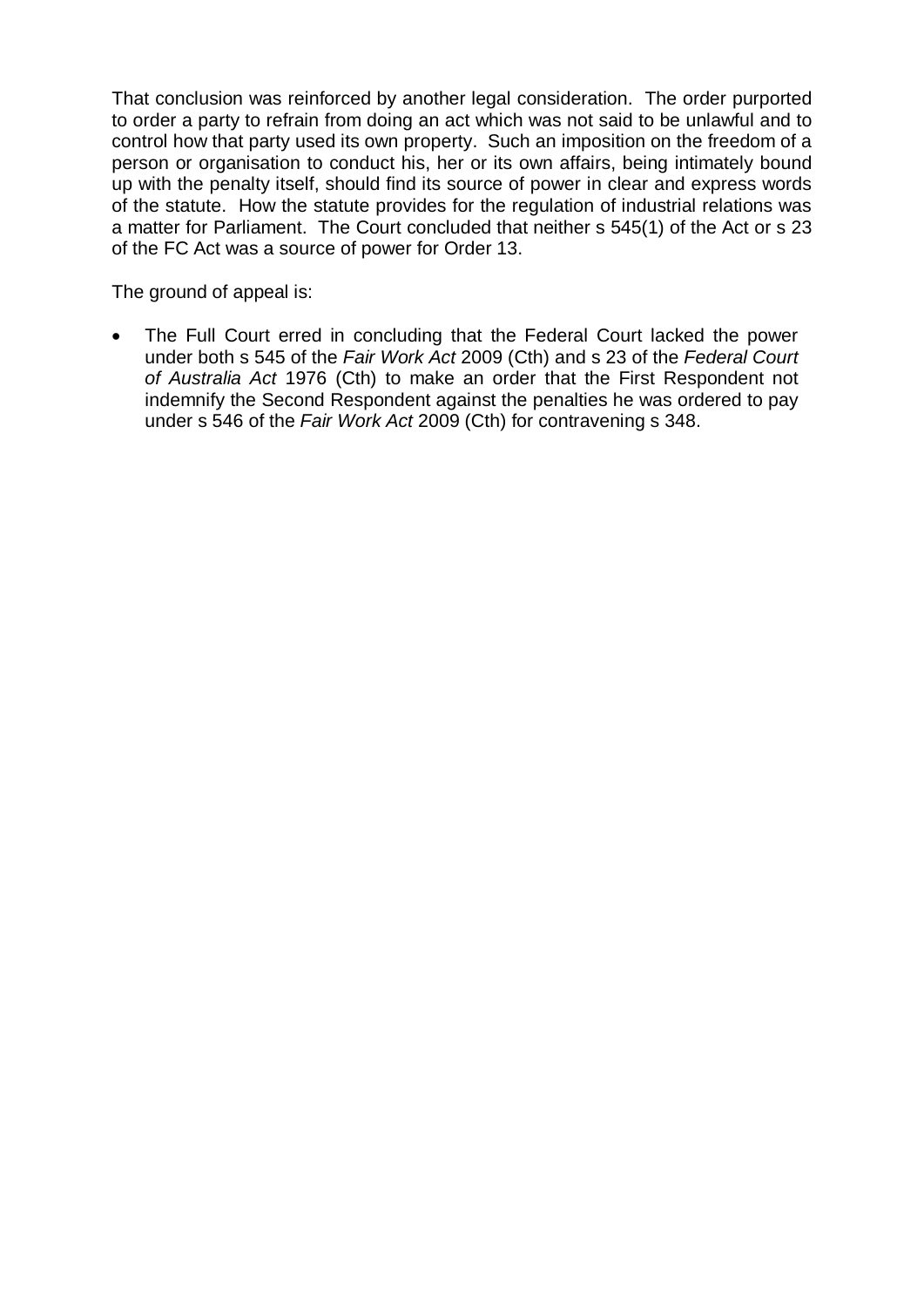That conclusion was reinforced by another legal consideration. The order purported to order a party to refrain from doing an act which was not said to be unlawful and to control how that party used its own property. Such an imposition on the freedom of a person or organisation to conduct his, her or its own affairs, being intimately bound up with the penalty itself, should find its source of power in clear and express words of the statute. How the statute provides for the regulation of industrial relations was a matter for Parliament. The Court concluded that neither s 545(1) of the Act or s 23 of the FC Act was a source of power for Order 13.

The ground of appeal is:

- The Full Court erred in concluding that the Federal Court lacked the power under both s 545 of the *Fair Work Act* 2009 (Cth) and s 23 of the *Federal Court of Australia Act* 1976 (Cth) to make an order that the First Respondent not indemnify the Second Respondent against the penalties he was ordered to pay under s 546 of the *Fair Work Act* 2009 (Cth) for contravening s 348.